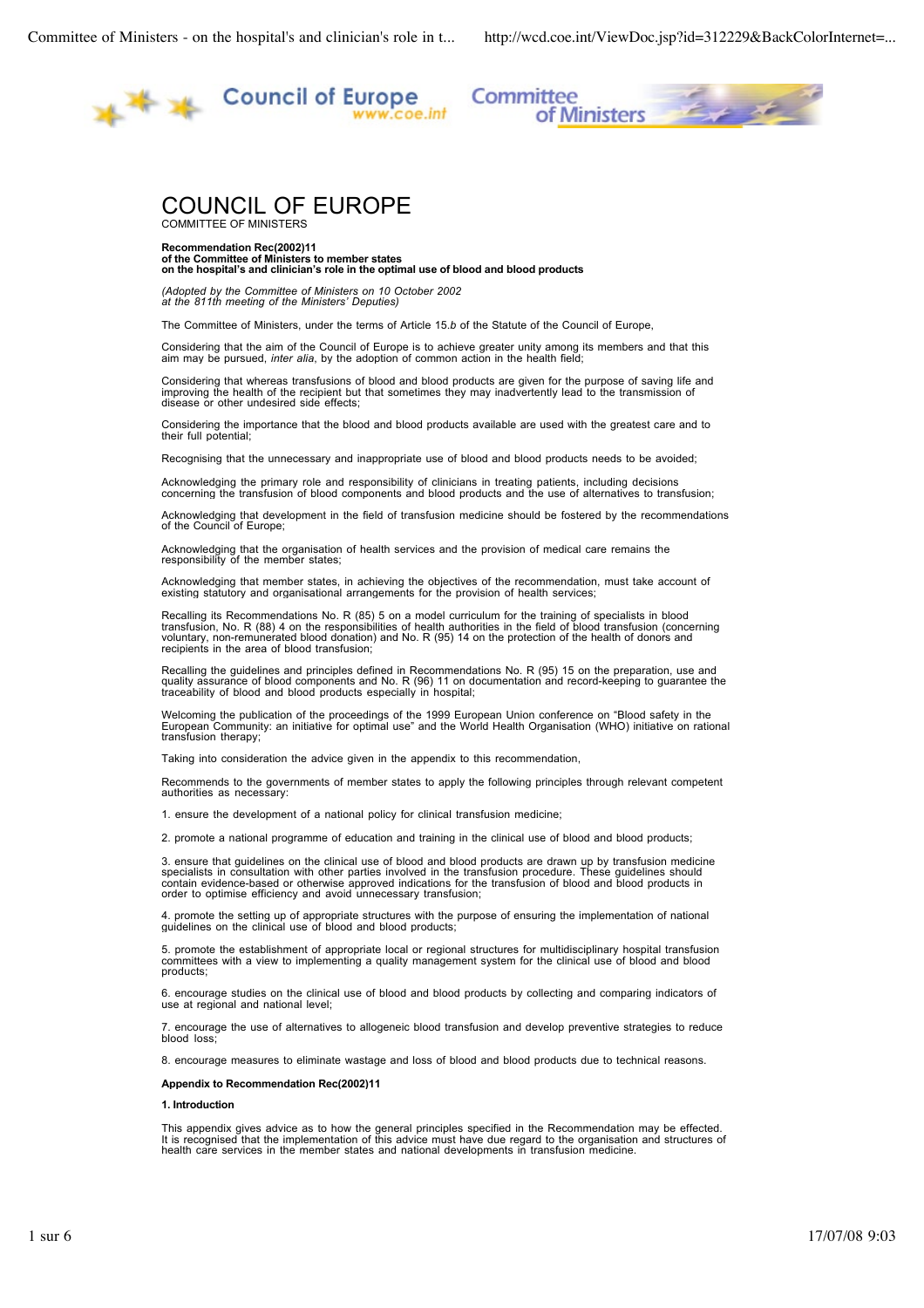# COUNCIL OF EUROPE

COMMITTEE OF MINISTERS

**Recommendation Rec(2002)11**
**of the Committee of Ministers to member states**
**on the hospital's and clinician's role in the optimal use of blood and blood products**

*(Adopted by the Committee of Ministers on 10 October 2002*
*at the 811th meeting of the Ministers' Deputies)*

The Committee of Ministers, under the terms of Article 15.*b* of the Statute of the Council of Europe,

Considering that the aim of the Council of Europe is to achieve greater unity among its members and that this aim may be pursued, *inter alia*, by the adoption of common action in the health field;

Considering that whereas transfusions of blood and blood products are given for the purpose of saving life and improving the health of the recipient but that sometimes they may inadvertently lead to the transmission of disease or other undesired side effects;

Considering the importance that the blood and blood products available are used with the greatest care and to their full potential;

Recognising that the unnecessary and inappropriate use of blood and blood products needs to be avoided;

Acknowledging the primary role and responsibility of clinicians in treating patients, including decisions concerning the transfusion of blood components and blood products and the use of alternatives to transfusion;

Acknowledging that development in the field of transfusion medicine should be fostered by the recommendations of the Council of Europe;

Acknowledging that the organisation of health services and the provision of medical care remains the responsibility of the member states;

Acknowledging that member states, in achieving the objectives of the recommendation, must take account of existing statutory and organisational arrangements for the provision of health services;

Recalling its Recommendations No. R (85) 5 on a model curriculum for the training of specialists in blood transfusion, No. R (88) 4 on the responsibilities of health authorities in the field of blood transfusion (concerning voluntary, non-remunerated blood donation) and No. R (95) 14 on the protection of the health of donors and recipients in the area of blood transfusion;

Recalling the guidelines and principles defined in Recommendations No. R (95) 15 on the preparation, use and quality assurance of blood components and No. R (96) 11 on documentation and record-keeping to guarantee the traceability of blood and blood products especially in hospital;

Welcoming the publication of the proceedings of the 1999 European Union conference on "Blood safety in the European Community: an initiative for optimal use" and the World Health Organisation (WHO) initiative on rational transfusion therapy;

Taking into consideration the advice given in the appendix to this recommendation,

Recommends to the governments of member states to apply the following principles through relevant competent authorities as necessary:

1. ensure the development of a national policy for clinical transfusion medicine;

2. promote a national programme of education and training in the clinical use of blood and blood products;

3. ensure that guidelines on the clinical use of blood and blood products are drawn up by transfusion medicine specialists in consultation with other parties involved in the transfusion procedure. These guidelines should contain evidence-based or otherwise approved indications for the transfusion of blood and blood products in order to optimise efficiency and avoid unnecessary transfusion;

4. promote the setting up of appropriate structures with the purpose of ensuring the implementation of national guidelines on the clinical use of blood and blood products;

5. promote the establishment of appropriate local or regional structures for multidisciplinary hospital transfusion committees with a view to implementing a quality management system for the clinical use of blood and blood products;

6. encourage studies on the clinical use of blood and blood products by collecting and comparing indicators of use at regional and national level;

7. encourage the use of alternatives to allogeneic blood transfusion and develop preventive strategies to reduce blood loss;

8. encourage measures to eliminate wastage and loss of blood and blood products due to technical reasons.

**Appendix to Recommendation Rec(2002)11**

**1. Introduction**

This appendix gives advice as to how the general principles specified in the Recommendation may be effected. It is recognised that the implementation of this advice must have due regard to the organisation and structures of health care services in the member states and national developments in transfusion medicine.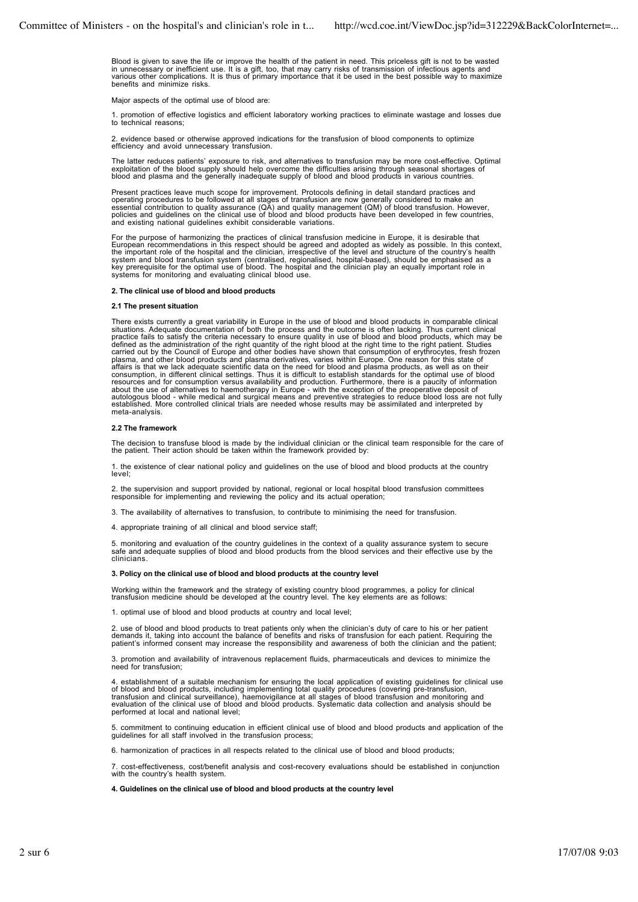Blood is given to save the life or improve the health of the patient in need. This priceless gift is not to be wasted in unnecessary or inefficient use. It is a gift, too, that may carry risks of transmission of infectious agents and various other complications. It is thus of primary importance that it be used in the best possible way to maximize benefits and minimize risks.

Major aspects of the optimal use of blood are:

1. promotion of effective logistics and efficient laboratory working practices to eliminate wastage and losses due to technical reasons;

2. evidence based or otherwise approved indications for the transfusion of blood components to optimize efficiency and avoid unnecessary transfusion.

The latter reduces patients' exposure to risk, and alternatives to transfusion may be more cost-effective. Optimal exploitation of the blood supply should help overcome the difficulties arising through seasonal shortages of blood and plasma and the generally inadequate supply of blood and blood products in various countries.

Present practices leave much scope for improvement. Protocols defining in detail standard practices and operating procedures to be followed at all stages of transfusion are now generally considered to make an essential contribution to quality assurance (QA) and quality management (QM) of blood transfusion. However, policies and guidelines on the clinical use of blood and blood products have been developed in few countries, and existing national guidelines exhibit considerable variations.

For the purpose of harmonizing the practices of clinical transfusion medicine in Europe, it is desirable that European recommendations in this respect should be agreed and adopted as widely as possible. In this context, the important role of the hospital and the clinician, irrespective of the level and structure of the country's health system and blood transfusion system (centralised, regionalised, hospital-based), should be emphasised as a key prerequisite for the optimal use of blood. The hospital and the clinician play an equally important role in systems for monitoring and evaluating clinical blood use.

**2. The clinical use of blood and blood products**

**2.1 The present situation**

There exists currently a great variability in Europe in the use of blood and blood products in comparable clinical situations. Adequate documentation of both the process and the outcome is often lacking. Thus current clinical practice fails to satisfy the criteria necessary to ensure quality in use of blood and blood products, which may be defined as the administration of the right quantity of the right blood at the right time to the right patient. Studies carried out by the Council of Europe and other bodies have shown that consumption of erythrocytes, fresh frozen plasma, and other blood products and plasma derivatives, varies within Europe. One reason for this state of affairs is that we lack adequate scientific data on the need for blood and plasma products, as well as on their consumption, in different clinical settings. Thus it is difficult to establish standards for the optimal use of blood resources and for consumption versus availability and production. Furthermore, there is a paucity of information about the use of alternatives to haemotherapy in Europe - with the exception of the preoperative deposit of autologous blood - while medical and surgical means and preventive strategies to reduce blood loss are not fully established. More controlled clinical trials are needed whose results may be assimilated and interpreted by meta-analysis.

**2.2 The framework**

The decision to transfuse blood is made by the individual clinician or the clinical team responsible for the care of the patient. Their action should be taken within the framework provided by:

1. the existence of clear national policy and guidelines on the use of blood and blood products at the country level;

2. the supervision and support provided by national, regional or local hospital blood transfusion committees responsible for implementing and reviewing the policy and its actual operation;

3. The availability of alternatives to transfusion, to contribute to minimising the need for transfusion.

4. appropriate training of all clinical and blood service staff;

5. monitoring and evaluation of the country guidelines in the context of a quality assurance system to secure safe and adequate supplies of blood and blood products from the blood services and their effective use by the clinicians.

**3. Policy on the clinical use of blood and blood products at the country level**

Working within the framework and the strategy of existing country blood programmes, a policy for clinical transfusion medicine should be developed at the country level. The key elements are as follows:

1. optimal use of blood and blood products at country and local level;

2. use of blood and blood products to treat patients only when the clinician's duty of care to his or her patient demands it, taking into account the balance of benefits and risks of transfusion for each patient. Requiring the patient's informed consent may increase the responsibility and awareness of both the clinician and the patient;

3. promotion and availability of intravenous replacement fluids, pharmaceuticals and devices to minimize the need for transfusion;

4. establishment of a suitable mechanism for ensuring the local application of existing guidelines for clinical use of blood and blood products, including implementing total quality procedures (covering pre-transfusion, transfusion and clinical surveillance), haemovigilance at all stages of blood transfusion and monitoring and evaluation of the clinical use of blood and blood products. Systematic data collection and analysis should be performed at local and national level;

5. commitment to continuing education in efficient clinical use of blood and blood products and application of the guidelines for all staff involved in the transfusion process;

6. harmonization of practices in all respects related to the clinical use of blood and blood products;

7. cost-effectiveness, cost/benefit analysis and cost-recovery evaluations should be established in conjunction with the country's health system.

**4. Guidelines on the clinical use of blood and blood products at the country level**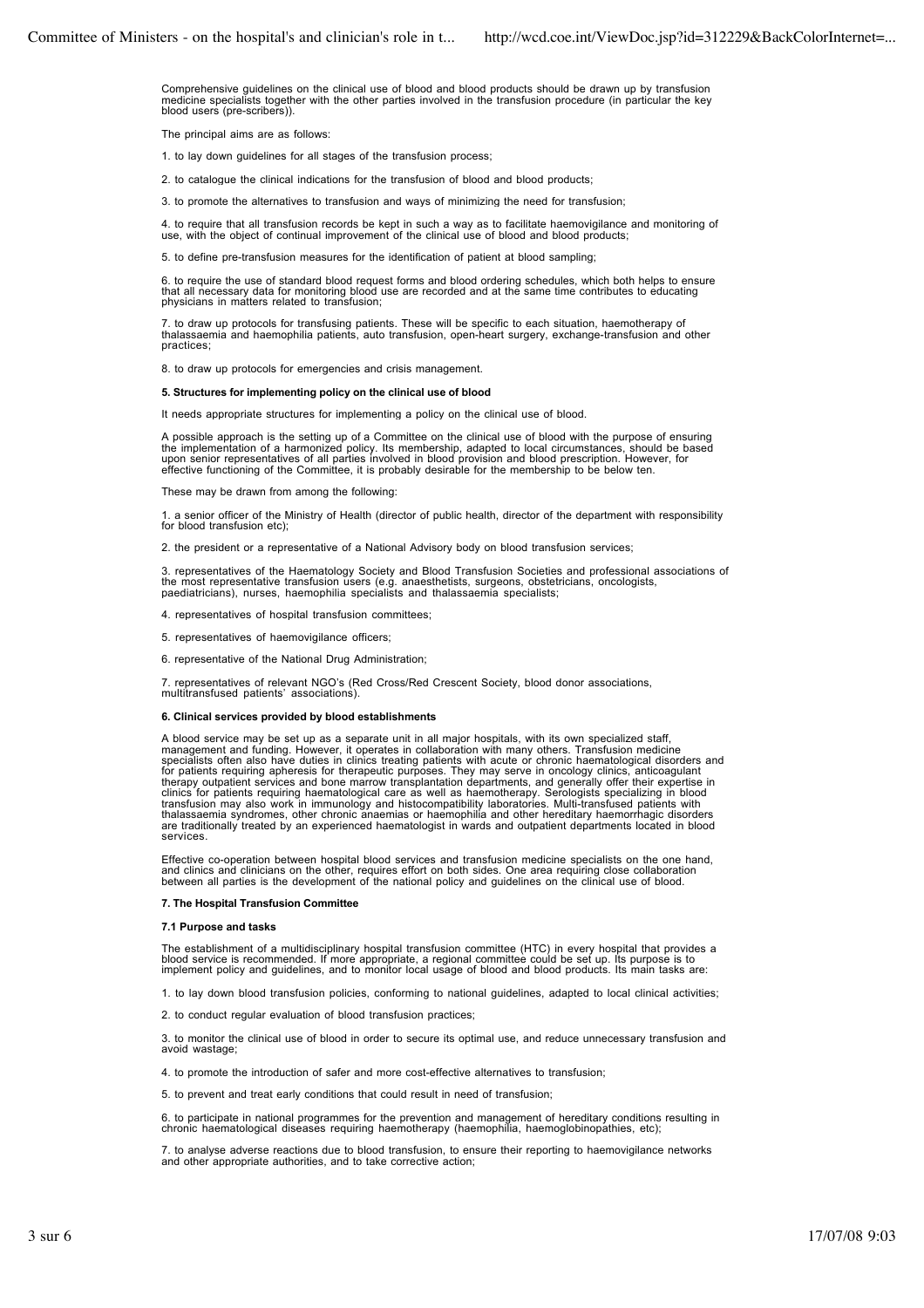Comprehensive guidelines on the clinical use of blood and blood products should be drawn up by transfusion medicine specialists together with the other parties involved in the transfusion procedure (in particular the key blood users (pre-scribers)).

The principal aims are as follows:

1. to lay down guidelines for all stages of the transfusion process;

2. to catalogue the clinical indications for the transfusion of blood and blood products;

3. to promote the alternatives to transfusion and ways of minimizing the need for transfusion;

4. to require that all transfusion records be kept in such a way as to facilitate haemovigilance and monitoring of use, with the object of continual improvement of the clinical use of blood and blood products;

5. to define pre-transfusion measures for the identification of patient at blood sampling;

6. to require the use of standard blood request forms and blood ordering schedules, which both helps to ensure that all necessary data for monitoring blood use are recorded and at the same time contributes to educating physicians in matters related to transfusion;

7. to draw up protocols for transfusing patients. These will be specific to each situation, haemotherapy of thalassaemia and haemophilia patients, auto transfusion, open-heart surgery, exchange-transfusion and other practices;

8. to draw up protocols for emergencies and crisis management.

### 5. Structures for implementing policy on the clinical use of blood

It needs appropriate structures for implementing a policy on the clinical use of blood.

A possible approach is the setting up of a Committee on the clinical use of blood with the purpose of ensuring the implementation of a harmonized policy. Its membership, adapted to local circumstances, should be based upon senior representatives of all parties involved in blood provision and blood prescription. However, for effective functioning of the Committee, it is probably desirable for the membership to be below ten.

These may be drawn from among the following:

1. a senior officer of the Ministry of Health (director of public health, director of the department with responsibility for blood transfusion etc);

2. the president or a representative of a National Advisory body on blood transfusion services;

3. representatives of the Haematology Society and Blood Transfusion Societies and professional associations of the most representative transfusion users (e.g. anaesthetists, surgeons, obstetricians, oncologists, paediatricians), nurses, haemophilia specialists and thalassaemia specialists;

4. representatives of hospital transfusion committees;

5. representatives of haemovigilance officers;

6. representative of the National Drug Administration;

7. representatives of relevant NGO's (Red Cross/Red Crescent Society, blood donor associations, multitransfused patients' associations).

### 6. Clinical services provided by blood establishments

A blood service may be set up as a separate unit in all major hospitals, with its own specialized staff, management and funding. However, it operates in collaboration with many others. Transfusion medicine specialists often also have duties in clinics treating patients with acute or chronic haematological disorders and for patients requiring apheresis for therapeutic purposes. They may serve in oncology clinics, anticoagulant therapy outpatient services and bone marrow transplantation departments, and generally offer their expertise in clinics for patients requiring haematological care as well as haemotherapy. Serologists specializing in blood transfusion may also work in immunology and histocompatibility laboratories. Multi-transfused patients with thalassaemia syndromes, other chronic anaemias or haemophilia and other hereditary haemorrhagic disorders are traditionally treated by an experienced haematologist in wards and outpatient departments located in blood services.

Effective co-operation between hospital blood services and transfusion medicine specialists on the one hand, and clinics and clinicians on the other, requires effort on both sides. One area requiring close collaboration between all parties is the development of the national policy and guidelines on the clinical use of blood.

### 7. The Hospital Transfusion Committee

#### 7.1 Purpose and tasks

The establishment of a multidisciplinary hospital transfusion committee (HTC) in every hospital that provides a blood service is recommended. If more appropriate, a regional committee could be set up. Its purpose is to implement policy and guidelines, and to monitor local usage of blood and blood products. Its main tasks are:

1. to lay down blood transfusion policies, conforming to national guidelines, adapted to local clinical activities;

2. to conduct regular evaluation of blood transfusion practices;

3. to monitor the clinical use of blood in order to secure its optimal use, and reduce unnecessary transfusion and avoid wastage;

4. to promote the introduction of safer and more cost-effective alternatives to transfusion;

5. to prevent and treat early conditions that could result in need of transfusion;

6. to participate in national programmes for the prevention and management of hereditary conditions resulting in chronic haematological diseases requiring haemotherapy (haemophilia, haemoglobinopathies, etc);

7. to analyse adverse reactions due to blood transfusion, to ensure their reporting to haemovigilance networks and other appropriate authorities, and to take corrective action;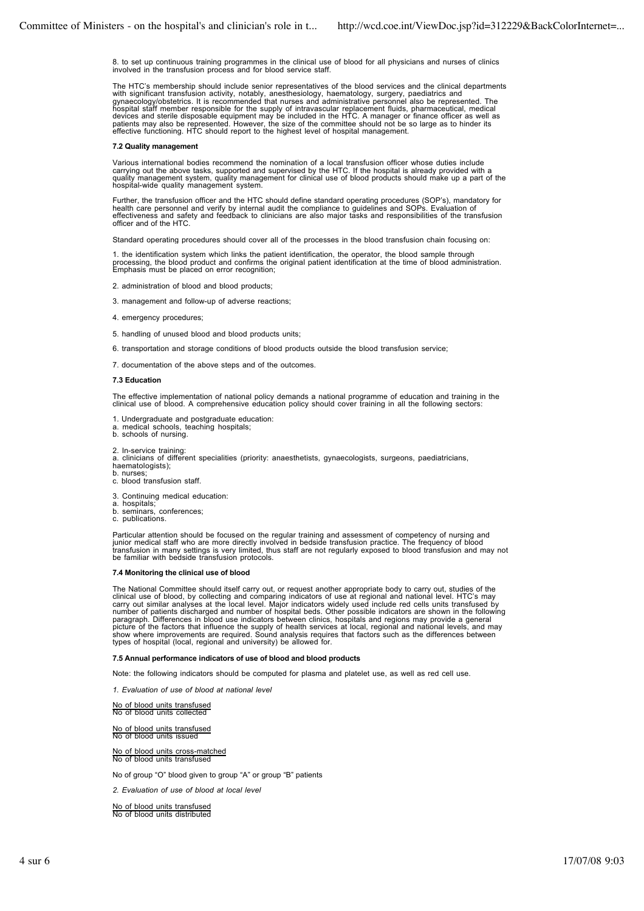8. to set up continuous training programmes in the clinical use of blood for all physicians and nurses of clinics involved in the transfusion process and for blood service staff.

The HTC's membership should include senior representatives of the blood services and the clinical departments with significant transfusion activity, notably, anesthesiology, haematology, surgery, paediatrics and gynaecology/obstetrics. It is recommended that nurses and administrative personnel also be represented. The hospital staff member responsible for the supply of intravascular replacement fluids, pharmaceutical, medical devices and sterile disposable equipment may be included in the HTC. A manager or finance officer as well as patients may also be represented. However, the size of the committee should not be so large as to hinder its effective functioning. HTC should report to the highest level of hospital management.

### 7.2 Quality management

Various international bodies recommend the nomination of a local transfusion officer whose duties include carrying out the above tasks, supported and supervised by the HTC. If the hospital is already provided with a quality management system, quality management for clinical use of blood products should make up a part of the hospital-wide quality management system.

Further, the transfusion officer and the HTC should define standard operating procedures (SOP's), mandatory for health care personnel and verify by internal audit the compliance to guidelines and SOPs. Evaluation of effectiveness and safety and feedback to clinicians are also major tasks and responsibilities of the transfusion officer and of the HTC.

Standard operating procedures should cover all of the processes in the blood transfusion chain focusing on:

1. the identification system which links the patient identification, the operator, the blood sample through processing, the blood product and confirms the original patient identification at the time of blood administration. Emphasis must be placed on error recognition;

2. administration of blood and blood products;

3. management and follow-up of adverse reactions;

4. emergency procedures;

5. handling of unused blood and blood products units;

6. transportation and storage conditions of blood products outside the blood transfusion service;

7. documentation of the above steps and of the outcomes.

### 7.3 Education

The effective implementation of national policy demands a national programme of education and training in the clinical use of blood. A comprehensive education policy should cover training in all the following sectors:

1. Undergraduate and postgraduate education:
a. medical schools, teaching hospitals;
b. schools of nursing.

2. In-service training:
a. clinicians of different specialities (priority: anaesthetists, gynaecologists, surgeons, paediatricians, haematologists);
b. nurses;
c. blood transfusion staff.

3. Continuing medical education:
a. hospitals;
b. seminars, conferences;
c. publications.

Particular attention should be focused on the regular training and assessment of competency of nursing and junior medical staff who are more directly involved in bedside transfusion practice. The frequency of blood transfusion in many settings is very limited, thus staff are not regularly exposed to blood transfusion and may not be familiar with bedside transfusion protocols.

### 7.4 Monitoring the clinical use of blood

The National Committee should itself carry out, or request another appropriate body to carry out, studies of the clinical use of blood, by collecting and comparing indicators of use at regional and national level. HTC's may carry out similar analyses at the local level. Major indicators widely used include red cells units transfused by number of patients discharged and number of hospital beds. Other possible indicators are shown in the following paragraph. Differences in blood use indicators between clinics, hospitals and regions may provide a general picture of the factors that influence the supply of health services at local, regional and national levels, and may show where improvements are required. Sound analysis requires that factors such as the differences between types of hospital (local, regional and university) be allowed for.

### 7.5 Annual performance indicators of use of blood and blood products

Note: the following indicators should be computed for plasma and platelet use, as well as red cell use.

*1. Evaluation of use of blood at national level*

$$\frac{\text{No of blood units transfused}}{\text{No of blood units collected}}$$

$$\frac{\text{No of blood units transfused}}{\text{No of blood units issued}}$$

$$\frac{\text{No of blood units cross-matched}}{\text{No of blood units transfused}}$$

No of group "O" blood given to group "A" or group "B" patients

*2. Evaluation of use of blood at local level*

$$\frac{\text{No of blood units transfused}}{\text{No of blood units distributed}}$$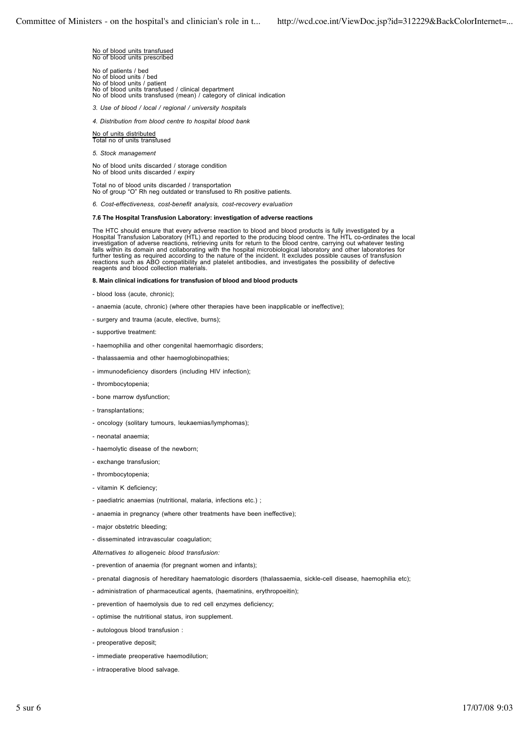$\frac{\text{No of blood units transfused}}{\text{No of blood units prescribed}}$

No of patients / bed
No of blood units / bed
No of blood units / patient
No of blood units transfused / clinical department
No of blood units transfused (mean) / category of clinical indication

*3. Use of blood / local / regional / university hospitals*

*4. Distribution from blood centre to hospital blood bank*

$\frac{\text{No of units distributed}}{\text{Total no of units transfused}}$

*5. Stock management*

No of blood units discarded / storage condition
No of blood units discarded / expiry

Total no of blood units discarded / transportation
No of group "O" Rh neg outdated or transfused to Rh positive patients.

*6. Cost-effectiveness, cost-benefit analysis, cost-recovery evaluation*

**7.6 The Hospital Transfusion Laboratory: investigation of adverse reactions**

The HTC should ensure that every adverse reaction to blood and blood products is fully investigated by a Hospital Transfusion Laboratory (HTL) and reported to the producing blood centre. The HTL co-ordinates the local investigation of adverse reactions, retrieving units for return to the blood centre, carrying out whatever testing falls within its domain and collaborating with the hospital microbiological laboratory and other laboratories for further testing as required according to the nature of the incident. It excludes possible causes of transfusion reactions such as ABO compatibility and platelet antibodies, and investigates the possibility of defective reagents and blood collection materials.

**8. Main clinical indications for transfusion of blood and blood products**

- blood loss (acute, chronic);
- anaemia (acute, chronic) (where other therapies have been inapplicable or ineffective);
- surgery and trauma (acute, elective, burns);
- supportive treatment:
- haemophilia and other congenital haemorrhagic disorders;
- thalassaemia and other haemoglobinopathies;
- immunodeficiency disorders (including HIV infection);
- thrombocytopenia;
- bone marrow dysfunction;
- transplantations;
- oncology (solitary tumours, leukaemias/lymphomas);
- neonatal anaemia;
- haemolytic disease of the newborn;
- exchange transfusion;
- thrombocytopenia;
- vitamin K deficiency;
- paediatric anaemias (nutritional, malaria, infections etc.) ;
- anaemia in pregnancy (where other treatments have been ineffective);
- major obstetric bleeding;
- disseminated intravascular coagulation;

*Alternatives to* allogeneic *blood transfusion:*

- prevention of anaemia (for pregnant women and infants);
- prenatal diagnosis of hereditary haematologic disorders (thalassaemia, sickle-cell disease, haemophilia etc);
- administration of pharmaceutical agents, (haematinins, erythropoeitin);
- prevention of haemolysis due to red cell enzymes deficiency;
- optimise the nutritional status, iron supplement.
- autologous blood transfusion :
- preoperative deposit;
- immediate preoperative haemodilution;
- intraoperative blood salvage.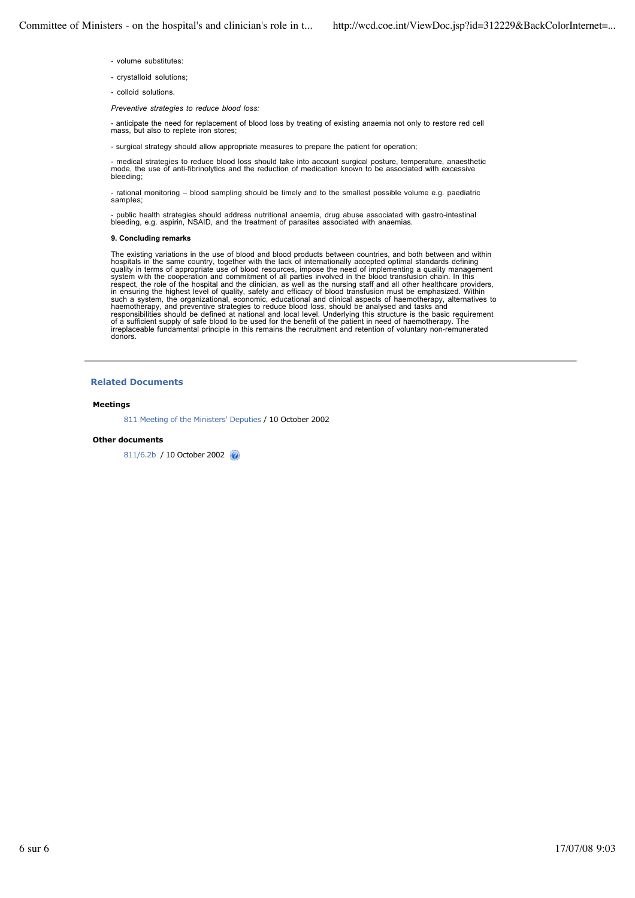- volume substitutes:

- crystalloid solutions;

- colloid solutions.

*Preventive strategies to reduce blood loss:*

- anticipate the need for replacement of blood loss by treating of existing anaemia not only to restore red cell mass, but also to replete iron stores;

- surgical strategy should allow appropriate measures to prepare the patient for operation;

- medical strategies to reduce blood loss should take into account surgical posture, temperature, anaesthetic mode, the use of anti-fibrinolytics and the reduction of medication known to be associated with excessive bleeding;

- rational monitoring – blood sampling should be timely and to the smallest possible volume e.g. paediatric samples;

- public health strategies should address nutritional anaemia, drug abuse associated with gastro-intestinal bleeding, e.g. aspirin, NSAID, and the treatment of parasites associated with anaemias.

**9. Concluding remarks**

The existing variations in the use of blood and blood products between countries, and both between and within hospitals in the same country, together with the lack of internationally accepted optimal standards defining quality in terms of appropriate use of blood resources, impose the need of implementing a quality management system with the cooperation and commitment of all parties involved in the blood transfusion chain. In this respect, the role of the hospital and the clinician, as well as the nursing staff and all other healthcare providers, in ensuring the highest level of quality, safety and efficacy of blood transfusion must be emphasized. Within such a system, the organizational, economic, educational and clinical aspects of haemotherapy, alternatives to haemotherapy, and preventive strategies to reduce blood loss, should be analysed and tasks and responsibilities should be defined at national and local level. Underlying this structure is the basic requirement of a sufficient supply of safe blood to be used for the benefit of the patient in need of haemotherapy. The irreplaceable fundamental principle in this remains the recruitment and retention of voluntary non-remunerated donors.

---

## Related Documents

**Meetings**

811 Meeting of the Ministers' Deputies / 10 October 2002

**Other documents**

811/6.2b / 10 October 2002